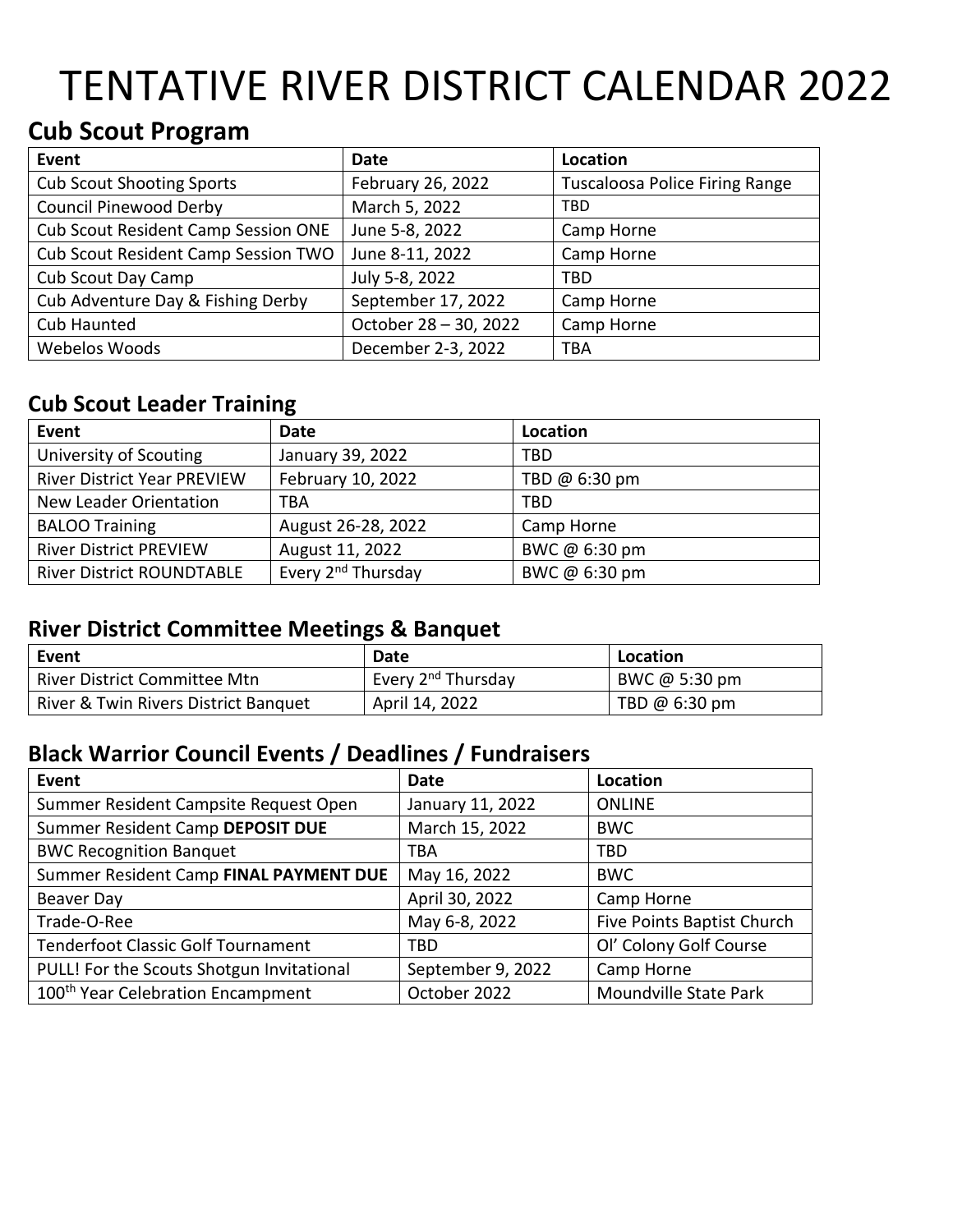# TENTATIVE RIVER DISTRICT CALENDAR 2022

## Cub Scout Program

| Event | Date | Location |
|---|---|---|
| Cub Scout Shooting Sports | February 26, 2022 | Tuscaloosa Police Firing Range |
| Council Pinewood Derby | March 5, 2022 | TBD |
| Cub Scout Resident Camp Session ONE | June 5-8, 2022 | Camp Horne |
| Cub Scout Resident Camp Session TWO | June 8-11, 2022 | Camp Horne |
| Cub Scout Day Camp | July 5-8, 2022 | TBD |
| Cub Adventure Day & Fishing Derby | September 17, 2022 | Camp Horne |
| Cub Haunted | October 28 – 30, 2022 | Camp Horne |
| Webelos Woods | December 2-3, 2022 | TBA |

## Cub Scout Leader Training

| Event | Date | Location |
|---|---|---|
| University of Scouting | January 39, 2022 | TBD |
| River District Year PREVIEW | February 10, 2022 | TBD @ 6:30 pm |
| New Leader Orientation | TBA | TBD |
| BALOO Training | August 26-28, 2022 | Camp Horne |
| River District PREVIEW | August 11, 2022 | BWC @ 6:30 pm |
| River District ROUNDTABLE | Every 2nd Thursday | BWC @ 6:30 pm |

## River District Committee Meetings & Banquet

| Event | Date | Location |
|---|---|---|
| River District Committee Mtn | Every 2nd Thursday | BWC @ 5:30 pm |
| River & Twin Rivers District Banquet | April 14, 2022 | TBD @ 6:30 pm |

## Black Warrior Council Events / Deadlines / Fundraisers

| Event | Date | Location |
|---|---|---|
| Summer Resident Campsite Request Open | January 11, 2022 | ONLINE |
| Summer Resident Camp **DEPOSIT DUE** | March 15, 2022 | BWC |
| BWC Recognition Banquet | TBA | TBD |
| Summer Resident Camp **FINAL PAYMENT DUE** | May 16, 2022 | BWC |
| Beaver Day | April 30, 2022 | Camp Horne |
| Trade-O-Ree | May 6-8, 2022 | Five Points Baptist Church |
| Tenderfoot Classic Golf Tournament | TBD | Ol' Colony Golf Course |
| PULL! For the Scouts Shotgun Invitational | September 9, 2022 | Camp Horne |
| 100th Year Celebration Encampment | October 2022 | Moundville State Park |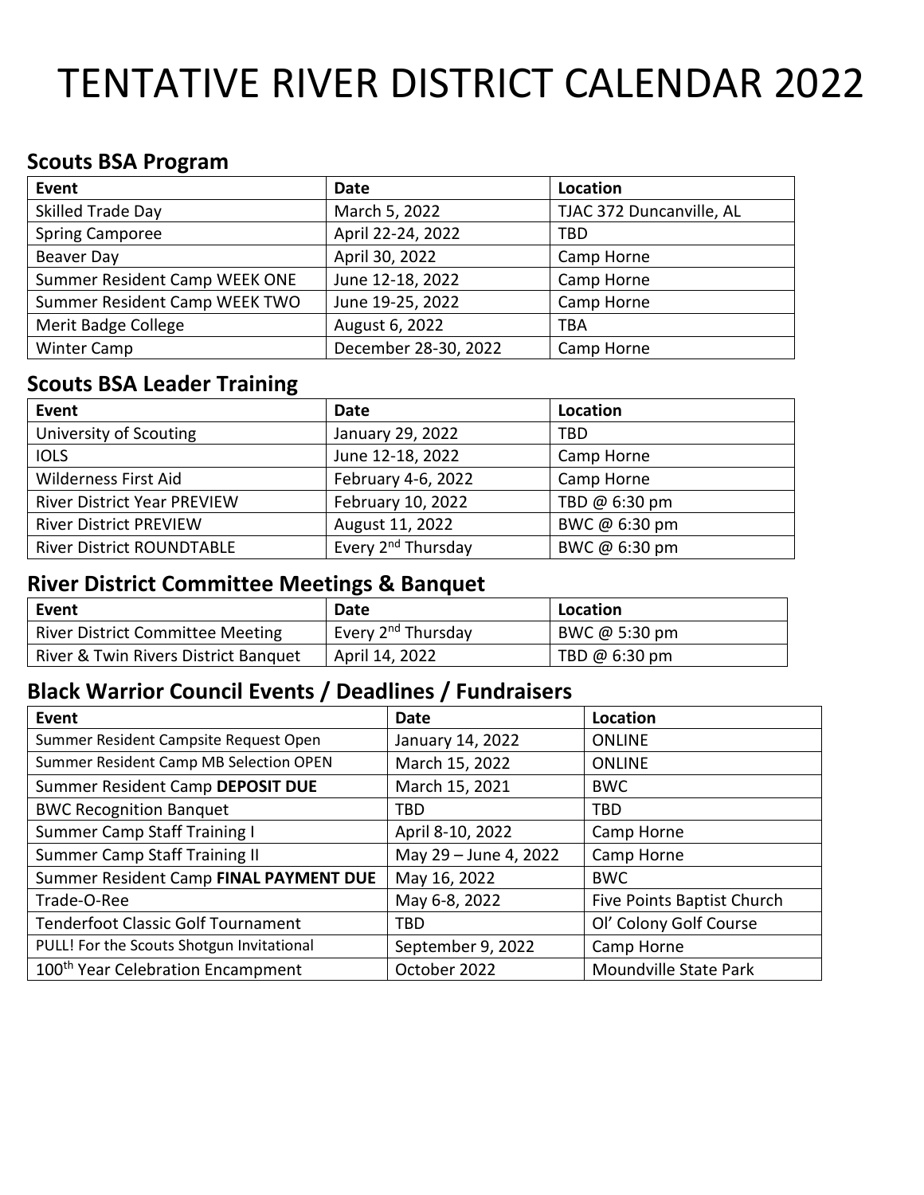# TENTATIVE RIVER DISTRICT CALENDAR 2022

## Scouts BSA Program

| Event | Date | Location |
|---|---|---|
| Skilled Trade Day | March 5, 2022 | TJAC 372 Duncanville, AL |
| Spring Camporee | April 22-24, 2022 | TBD |
| Beaver Day | April 30, 2022 | Camp Horne |
| Summer Resident Camp WEEK ONE | June 12-18, 2022 | Camp Horne |
| Summer Resident Camp WEEK TWO | June 19-25, 2022 | Camp Horne |
| Merit Badge College | August 6, 2022 | TBA |
| Winter Camp | December 28-30, 2022 | Camp Horne |

## Scouts BSA Leader Training

| Event | Date | Location |
|---|---|---|
| University of Scouting | January 29, 2022 | TBD |
| IOLS | June 12-18, 2022 | Camp Horne |
| Wilderness First Aid | February 4-6, 2022 | Camp Horne |
| River District Year PREVIEW | February 10, 2022 | TBD @ 6:30 pm |
| River District PREVIEW | August 11, 2022 | BWC @ 6:30 pm |
| River District ROUNDTABLE | Every 2nd Thursday | BWC @ 6:30 pm |

## River District Committee Meetings & Banquet

| Event | Date | Location |
|---|---|---|
| River District Committee Meeting | Every 2nd Thursday | BWC @ 5:30 pm |
| River & Twin Rivers District Banquet | April 14, 2022 | TBD @ 6:30 pm |

## Black Warrior Council Events / Deadlines / Fundraisers

| Event | Date | Location |
|---|---|---|
| Summer Resident Campsite Request Open | January 14, 2022 | ONLINE |
| Summer Resident Camp MB Selection OPEN | March 15, 2022 | ONLINE |
| Summer Resident Camp **DEPOSIT DUE** | March 15, 2021 | BWC |
| BWC Recognition Banquet | TBD | TBD |
| Summer Camp Staff Training I | April 8-10, 2022 | Camp Horne |
| Summer Camp Staff Training II | May 29 – June 4, 2022 | Camp Horne |
| Summer Resident Camp **FINAL PAYMENT DUE** | May 16, 2022 | BWC |
| Trade-O-Ree | May 6-8, 2022 | Five Points Baptist Church |
| Tenderfoot Classic Golf Tournament | TBD | Ol' Colony Golf Course |
| PULL! For the Scouts Shotgun Invitational | September 9, 2022 | Camp Horne |
| 100th Year Celebration Encampment | October 2022 | Moundville State Park |